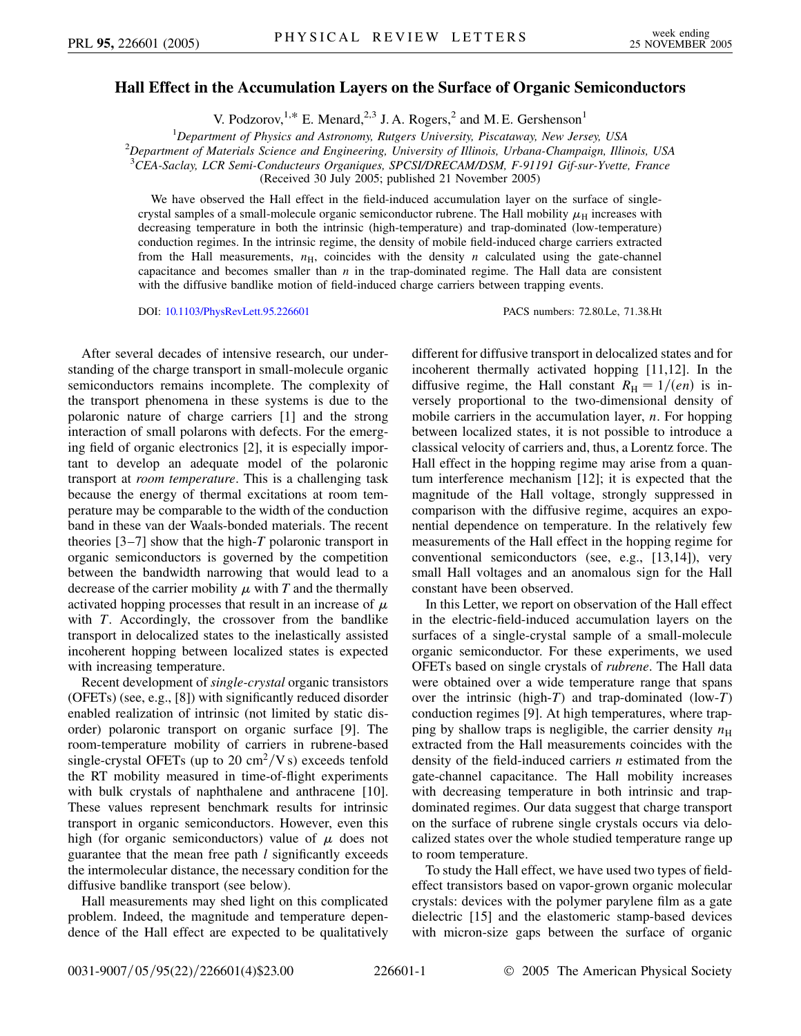# Hall Effect in the Accumulation Layers on the Surface of Organic Semiconductors

V. Podzorov,[1,*] E. Menard,[2,3] J. A. Rogers,[2] and M. E. Gershenson[1]

[1]*Department of Physics and Astronomy, Rutgers University, Piscataway, New Jersey, USA*
[2]*Department of Materials Science and Engineering, University of Illinois, Urbana-Champaign, Illinois, USA*
[3]*CEA-Saclay, LCR Semi-Conducteurs Organiques, SPCSI/DRECAM/DSM, F-91191 Gif-sur-Yvette, France*
(Received 30 July 2005; published 21 November 2005)

We have observed the Hall effect in the field-induced accumulation layer on the surface of single-crystal samples of a small-molecule organic semiconductor rubrene. The Hall mobility $\mu_H$ increases with decreasing temperature in both the intrinsic (high-temperature) and trap-dominated (low-temperature) conduction regimes. In the intrinsic regime, the density of mobile field-induced charge carriers extracted from the Hall measurements, $n_H$, coincides with the density $n$ calculated using the gate-channel capacitance and becomes smaller than $n$ in the trap-dominated regime. The Hall data are consistent with the diffusive bandlike motion of field-induced charge carriers between trapping events.

DOI: 10.1103/PhysRevLett.95.226601 PACS numbers: 72.80.Le, 71.38.Ht

After several decades of intensive research, our understanding of the charge transport in small-molecule organic semiconductors remains incomplete. The complexity of the transport phenomena in these systems is due to the polaronic nature of charge carriers [1] and the strong interaction of small polarons with defects. For the emerging field of organic electronics [2], it is especially important to develop an adequate model of the polaronic transport at *room temperature*. This is a challenging task because the energy of thermal excitations at room temperature may be comparable to the width of the conduction band in these van der Waals-bonded materials. The recent theories [3–7] show that the high-$T$ polaronic transport in organic semiconductors is governed by the competition between the bandwidth narrowing that would lead to a decrease of the carrier mobility $\mu$ with $T$ and the thermally activated hopping processes that result in an increase of $\mu$ with $T$. Accordingly, the crossover from the bandlike transport in delocalized states to the inelastically assisted incoherent hopping between localized states is expected with increasing temperature.

Recent development of *single-crystal* organic transistors (OFETs) (see, e.g., [8]) with significantly reduced disorder enabled realization of intrinsic (not limited by static disorder) polaronic transport on organic surface [9]. The room-temperature mobility of carriers in rubrene-based single-crystal OFETs (up to 20 $cm^2/V\,s$) exceeds tenfold the RT mobility measured in time-of-flight experiments with bulk crystals of naphthalene and anthracene [10]. These values represent benchmark results for intrinsic transport in organic semiconductors. However, even this high (for organic semiconductors) value of $\mu$ does not guarantee that the mean free path $l$ significantly exceeds the intermolecular distance, the necessary condition for the diffusive bandlike transport (see below).

Hall measurements may shed light on this complicated problem. Indeed, the magnitude and temperature dependence of the Hall effect are expected to be qualitatively different for diffusive transport in delocalized states and for incoherent thermally activated hopping [11,12]. In the diffusive regime, the Hall constant $R_H = 1/(en)$ is inversely proportional to the two-dimensional density of mobile carriers in the accumulation layer, $n$. For hopping between localized states, it is not possible to introduce a classical velocity of carriers and, thus, a Lorentz force. The Hall effect in the hopping regime may arise from a quantum interference mechanism [12]; it is expected that the magnitude of the Hall voltage, strongly suppressed in comparison with the diffusive regime, acquires an exponential dependence on temperature. In the relatively few measurements of the Hall effect in the hopping regime for conventional semiconductors (see, e.g., [13,14]), very small Hall voltages and an anomalous sign for the Hall constant have been observed.

In this Letter, we report on observation of the Hall effect in the electric-field-induced accumulation layers on the surfaces of a single-crystal sample of a small-molecule organic semiconductor. For these experiments, we used OFETs based on single crystals of *rubrene*. The Hall data were obtained over a wide temperature range that spans over the intrinsic (high-$T$) and trap-dominated (low-$T$) conduction regimes [9]. At high temperatures, where trapping by shallow traps is negligible, the carrier density $n_H$ extracted from the Hall measurements coincides with the density of the field-induced carriers $n$ estimated from the gate-channel capacitance. The Hall mobility increases with decreasing temperature in both intrinsic and trap-dominated regimes. Our data suggest that charge transport on the surface of rubrene single crystals occurs via delocalized states over the whole studied temperature range up to room temperature.

To study the Hall effect, we have used two types of field-effect transistors based on vapor-grown organic molecular crystals: devices with the polymer parylene film as a gate dielectric [15] and the elastomeric stamp-based devices with micron-size gaps between the surface of organic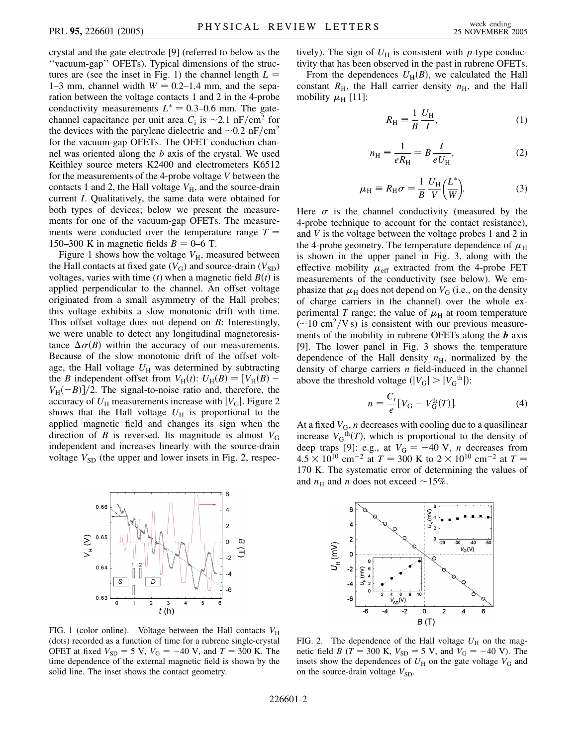crystal and the gate electrode [9] (referred to below as the "vacuum-gap" OFETs). Typical dimensions of the structures are (see the inset in Fig. 1) the channel length $L = 1$–$3$ mm, channel width $W = 0.2$–$1.4$ mm, and the separation between the voltage contacts 1 and 2 in the 4-probe conductivity measurements $L^* = 0.3$–$0.6$ mm. The gate-channel capacitance per unit area $C_i$ is $\sim 2.1$ nF/cm$^2$ for the devices with the parylene dielectric and $\sim 0.2$ nF/cm$^2$ for the vacuum-gap OFETs. The OFET conduction channel was oriented along the $b$ axis of the crystal. We used Keithley source meters K2400 and electrometers K6512 for the measurements of the 4-probe voltage $V$ between the contacts 1 and 2, the Hall voltage $V_H$, and the source-drain current $I$. Qualitatively, the same data were obtained for both types of devices; below we present the measurements for one of the vacuum-gap OFETs. The measurements were conducted over the temperature range $T = 150$–$300$ K in magnetic fields $B = 0$–$6$ T.

Figure 1 shows how the voltage $V_H$, measured between the Hall contacts at fixed gate ($V_G$) and source-drain ($V_{SD}$) voltages, varies with time ($t$) when a magnetic field $B(t)$ is applied perpendicular to the channel. An offset voltage originated from a small asymmetry of the Hall probes; this voltage exhibits a slow monotonic drift with time. This offset voltage does not depend on $B$: Interestingly, we were unable to detect any longitudinal magnetoresistance $\Delta\sigma(B)$ within the accuracy of our measurements. Because of the slow monotonic drift of the offset voltage, the Hall voltage $U_H$ was determined by subtracting the $B$ independent offset from $V_H(t)$: $U_H(B) = [V_H(B) - V_H(-B)]/2$. The signal-to-noise ratio and, therefore, the accuracy of $U_H$ measurements increase with $|V_G|$. Figure 2 shows that the Hall voltage $U_H$ is proportional to the applied magnetic field and changes its sign when the direction of $B$ is reversed. Its magnitude is almost $V_G$ independent and increases linearly with the source-drain voltage $V_{SD}$ (the upper and lower insets in Fig. 2, respectively). The sign of $U_H$ is consistent with $p$-type conductivity that has been observed in the past in rubrene OFETs.

From the dependences $U_H(B)$, we calculated the Hall constant $R_H$, the Hall carrier density $n_H$, and the Hall mobility $\mu_H$ [11]:

$$R_H \equiv \frac{1}{B}\frac{U_H}{I}, \tag{1}$$

$$n_H \equiv \frac{1}{eR_H} = B\frac{I}{eU_H}, \tag{2}$$

$$\mu_H \equiv R_H\sigma = \frac{1}{B}\frac{U_H}{V}\left(\frac{L^*}{W}\right). \tag{3}$$

Here $\sigma$ is the channel conductivity (measured by the 4-probe technique to account for the contact resistance), and $V$ is the voltage between the voltage probes 1 and 2 in the 4-probe geometry. The temperature dependence of $\mu_H$ is shown in the upper panel in Fig. 3, along with the effective mobility $\mu_{\text{eff}}$ extracted from the 4-probe FET measurements of the conductivity (see below). We emphasize that $\mu_H$ does not depend on $V_G$ (i.e., on the density of charge carriers in the channel) over the whole experimental $T$ range; the value of $\mu_H$ at room temperature ($\sim 10$ cm$^2$/V s) is consistent with our previous measurements of the mobility in rubrene OFETs along the ***b*** axis [9]. The lower panel in Fig. 3 shows the temperature dependence of the Hall density $n_H$, normalized by the density of charge carriers $n$ field-induced in the channel above the threshold voltage ($|V_G| > |V_G^{\text{th}}|$):

$$n = \frac{C_i}{e}[V_G - V_G^{\text{th}}(T)]. \tag{4}$$

At a fixed $V_G$, $n$ decreases with cooling due to a quasilinear increase $V_G^{\text{th}}(T)$, which is proportional to the density of deep traps [9]: e.g., at $V_G = -40$ V, $n$ decreases from $4.5 \times 10^{10}$ cm$^{-2}$ at $T = 300$ K to $2 \times 10^{10}$ cm$^{-2}$ at $T = 170$ K. The systematic error of determining the values of and $n_H$ and $n$ does not exceed $\sim 15\%$.

FIG. 1 (color online). Voltage between the Hall contacts $V_H$ (dots) recorded as a function of time for a rubrene single-crystal OFET at fixed $V_{SD} = 5$ V, $V_G = -40$ V, and $T = 300$ K. The time dependence of the external magnetic field is shown by the solid line. The inset shows the contact geometry.

FIG. 2. The dependence of the Hall voltage $U_H$ on the magnetic field $B$ ($T = 300$ K, $V_{SD} = 5$ V, and $V_G = -40$ V). The insets show the dependences of $U_H$ on the gate voltage $V_G$ and on the source-drain voltage $V_{SD}$.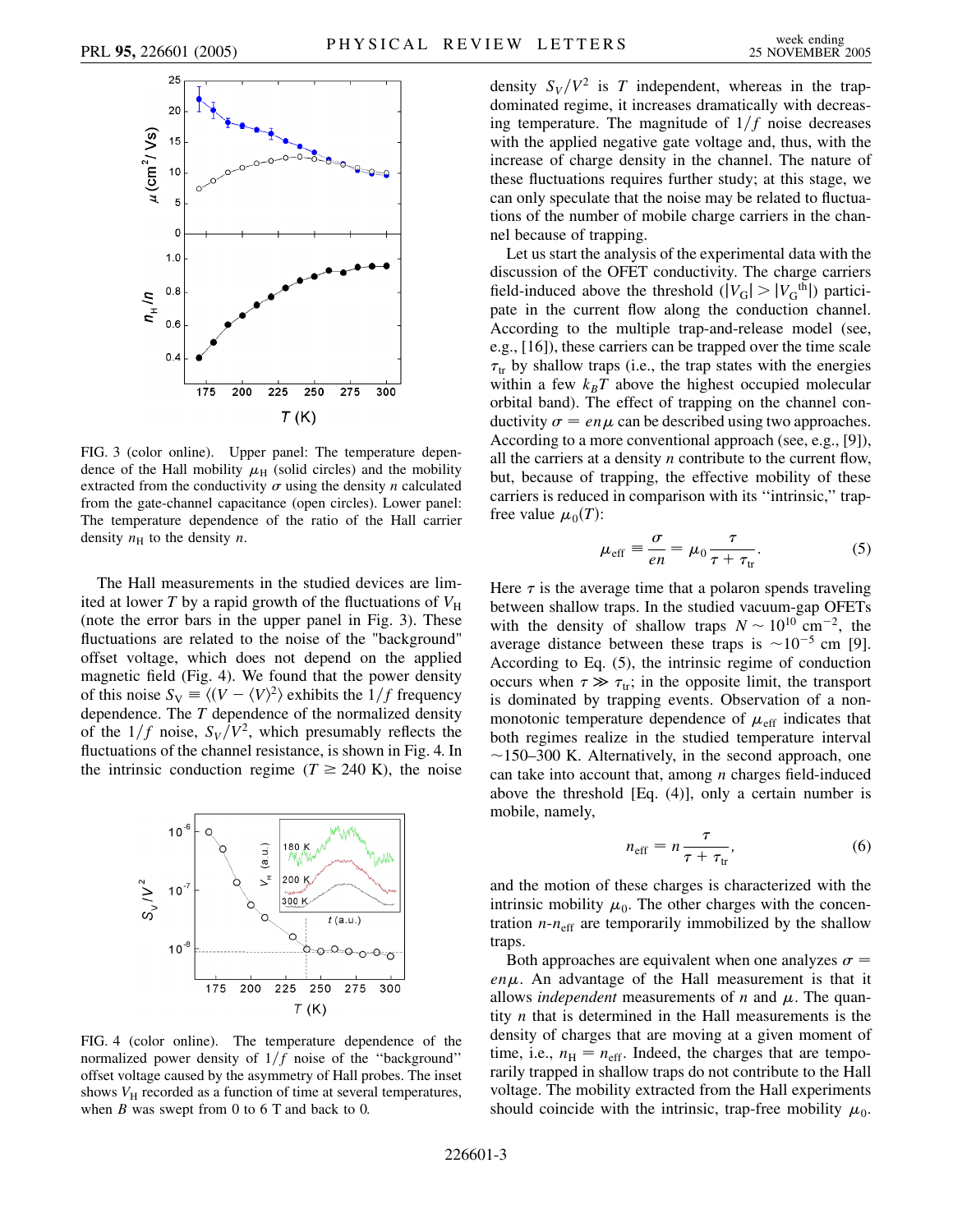FIG. 3 (color online). Upper panel: The temperature dependence of the Hall mobility $\mu_H$ (solid circles) and the mobility extracted from the conductivity $\sigma$ using the density $n$ calculated from the gate-channel capacitance (open circles). Lower panel: The temperature dependence of the ratio of the Hall carrier density $n_H$ to the density $n$.

The Hall measurements in the studied devices are limited at lower $T$ by a rapid growth of the fluctuations of $V_H$ (note the error bars in the upper panel in Fig. 3). These fluctuations are related to the noise of the "background" offset voltage, which does not depend on the applied magnetic field (Fig. 4). We found that the power density of this noise $S_V \equiv \langle (V - \langle V \rangle)^2 \rangle$ exhibits the $1/f$ frequency dependence. The $T$ dependence of the normalized density of the $1/f$ noise, $S_V/V^2$, which presumably reflects the fluctuations of the channel resistance, is shown in Fig. 4. In the intrinsic conduction regime ($T \geq 240$ K), the noise density $S_V/V^2$ is $T$ independent, whereas in the trap-dominated regime, it increases dramatically with decreasing temperature. The magnitude of $1/f$ noise decreases with the applied negative gate voltage and, thus, with the increase of charge density in the channel. The nature of these fluctuations requires further study; at this stage, we can only speculate that the noise may be related to fluctuations of the number of mobile charge carriers in the channel because of trapping.

FIG. 4 (color online). The temperature dependence of the normalized power density of $1/f$ noise of the "background" offset voltage caused by the asymmetry of Hall probes. The inset shows $V_H$ recorded as a function of time at several temperatures, when $B$ was swept from 0 to 6 T and back to 0.

Let us start the analysis of the experimental data with the discussion of the OFET conductivity. The charge carriers field-induced above the threshold ($|V_G| > |V_G^{th}|$) participate in the current flow along the conduction channel. According to the multiple trap-and-release model (see, e.g., [16]), these carriers can be trapped over the time scale $\tau_{tr}$ by shallow traps (i.e., the trap states with the energies within a few $k_B T$ above the highest occupied molecular orbital band). The effect of trapping on the channel conductivity $\sigma = en\mu$ can be described using two approaches. According to a more conventional approach (see, e.g., [9]), all the carriers at a density $n$ contribute to the current flow, but, because of trapping, the effective mobility of these carriers is reduced in comparison with its "intrinsic," trap-free value $\mu_0(T)$:

$$\mu_{\text{eff}} \equiv \frac{\sigma}{en} = \mu_0 \frac{\tau}{\tau + \tau_{tr}}. \tag{5}$$

Here $\tau$ is the average time that a polaron spends traveling between shallow traps. In the studied vacuum-gap OFETs with the density of shallow traps $N \sim 10^{10}$ cm$^{-2}$, the average distance between these traps is $\sim 10^{-5}$ cm [9]. According to Eq. (5), the intrinsic regime of conduction occurs when $\tau \gg \tau_{tr}$; in the opposite limit, the transport is dominated by trapping events. Observation of a nonmonotonic temperature dependence of $\mu_{\text{eff}}$ indicates that both regimes realize in the studied temperature interval $\sim$150–300 K. Alternatively, in the second approach, one can take into account that, among $n$ charges field-induced above the threshold [Eq. (4)], only a certain number is mobile, namely,

$$n_{\text{eff}} = n \frac{\tau}{\tau + \tau_{tr}}, \tag{6}$$

and the motion of these charges is characterized with the intrinsic mobility $\mu_0$. The other charges with the concentration $n$-$n_{\text{eff}}$ are temporarily immobilized by the shallow traps.

Both approaches are equivalent when one analyzes $\sigma = en\mu$. An advantage of the Hall measurement is that it allows *independent* measurements of $n$ and $\mu$. The quantity $n$ that is determined in the Hall measurements is the density of charges that are moving at a given moment of time, i.e., $n_H = n_{\text{eff}}$. Indeed, the charges that are temporarily trapped in shallow traps do not contribute to the Hall voltage. The mobility extracted from the Hall experiments should coincide with the intrinsic, trap-free mobility $\mu_0$.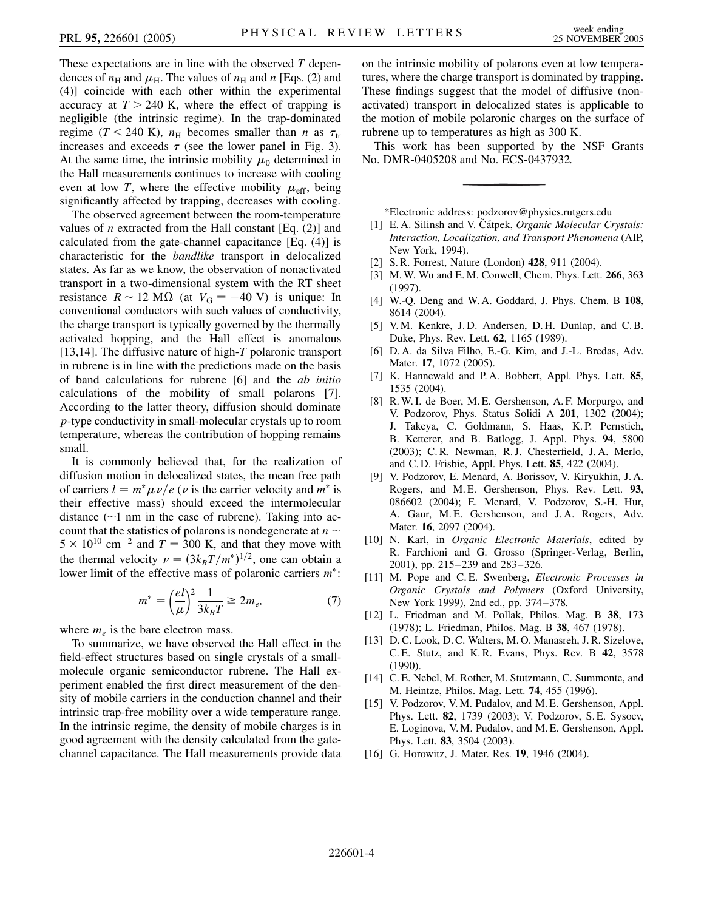These expectations are in line with the observed $T$ dependences of $n_H$ and $\mu_H$. The values of $n_H$ and $n$ [Eqs. (2) and (4)] coincide with each other within the experimental accuracy at $T > 240$ K, where the effect of trapping is negligible (the intrinsic regime). In the trap-dominated regime ($T < 240$ K), $n_H$ becomes smaller than $n$ as $\tau_{tr}$ increases and exceeds $\tau$ (see the lower panel in Fig. 3). At the same time, the intrinsic mobility $\mu_0$ determined in the Hall measurements continues to increase with cooling even at low $T$, where the effective mobility $\mu_{eff}$, being significantly affected by trapping, decreases with cooling.

The observed agreement between the room-temperature values of $n$ extracted from the Hall constant [Eq. (2)] and calculated from the gate-channel capacitance [Eq. (4)] is characteristic for the *bandlike* transport in delocalized states. As far as we know, the observation of nonactivated transport in a two-dimensional system with the RT sheet resistance $R \sim 12$ M$\Omega$ (at $V_G = -40$ V) is unique: In conventional conductors with such values of conductivity, the charge transport is typically governed by the thermally activated hopping, and the Hall effect is anomalous [13,14]. The diffusive nature of high-$T$ polaronic transport in rubrene is in line with the predictions made on the basis of band calculations for rubrene [6] and the *ab initio* calculations of the mobility of small polarons [7]. According to the latter theory, diffusion should dominate $p$-type conductivity in small-molecular crystals up to room temperature, whereas the contribution of hopping remains small.

It is commonly believed that, for the realization of diffusion motion in delocalized states, the mean free path of carriers $l = m^* \mu v / e$ ($v$ is the carrier velocity and $m^*$ is their effective mass) should exceed the intermolecular distance ($\sim$1 nm in the case of rubrene). Taking into account that the statistics of polarons is nondegenerate at $n \sim 5 \times 10^{10}$ cm$^{-2}$ and $T = 300$ K, and that they move with the thermal velocity $v = (3k_B T/m^*)^{1/2}$, one can obtain a lower limit of the effective mass of polaronic carriers $m^*$:

$$m^* = \left(\frac{el}{\mu}\right)^2 \frac{1}{3k_B T} \geq 2m_e, \tag{7}$$

where $m_e$ is the bare electron mass.

To summarize, we have observed the Hall effect in the field-effect structures based on single crystals of a small-molecule organic semiconductor rubrene. The Hall experiment enabled the first direct measurement of the density of mobile carriers in the conduction channel and their intrinsic trap-free mobility over a wide temperature range. In the intrinsic regime, the density of mobile charges is in good agreement with the density calculated from the gate-channel capacitance. The Hall measurements provide data on the intrinsic mobility of polarons even at low temperatures, where the charge transport is dominated by trapping. These findings suggest that the model of diffusive (nonactivated) transport in delocalized states is applicable to the motion of mobile polaronic charges on the surface of rubrene up to temperatures as high as 300 K.

This work has been supported by the NSF Grants No. DMR-0405208 and No. ECS-0437932.

---

*Electronic address: podzorov@physics.rutgers.edu

[1] E. A. Silinsh and V. Čápek, *Organic Molecular Crystals: Interaction, Localization, and Transport Phenomena* (AIP, New York, 1994).

[2] S. R. Forrest, Nature (London) **428**, 911 (2004).

[3] M. W. Wu and E. M. Conwell, Chem. Phys. Lett. **266**, 363 (1997).

[4] W.-Q. Deng and W. A. Goddard, J. Phys. Chem. B **108**, 8614 (2004).

[5] V. M. Kenkre, J. D. Andersen, D. H. Dunlap, and C. B. Duke, Phys. Rev. Lett. **62**, 1165 (1989).

[6] D. A. da Silva Filho, E.-G. Kim, and J.-L. Bredas, Adv. Mater. **17**, 1072 (2005).

[7] K. Hannewald and P. A. Bobbert, Appl. Phys. Lett. **85**, 1535 (2004).

[8] R. W. I. de Boer, M. E. Gershenson, A. F. Morpurgo, and V. Podzorov, Phys. Status Solidi A **201**, 1302 (2004); J. Takeya, C. Goldmann, S. Haas, K. P. Pernstich, B. Ketterer, and B. Batlogg, J. Appl. Phys. **94**, 5800 (2003); C. R. Newman, R. J. Chesterfield, J. A. Merlo, and C. D. Frisbie, Appl. Phys. Lett. **85**, 422 (2004).

[9] V. Podzorov, E. Menard, A. Borissov, V. Kiryukhin, J. A. Rogers, and M. E. Gershenson, Phys. Rev. Lett. **93**, 086602 (2004); E. Menard, V. Podzorov, S.-H. Hur, A. Gaur, M. E. Gershenson, and J. A. Rogers, Adv. Mater. **16**, 2097 (2004).

[10] N. Karl, in *Organic Electronic Materials*, edited by R. Farchioni and G. Grosso (Springer-Verlag, Berlin, 2001), pp. 215–239 and 283–326.

[11] M. Pope and C. E. Swenberg, *Electronic Processes in Organic Crystals and Polymers* (Oxford University, New York 1999), 2nd ed., pp. 374–378.

[12] L. Friedman and M. Pollak, Philos. Mag. B **38**, 173 (1978); L. Friedman, Philos. Mag. B **38**, 467 (1978).

[13] D. C. Look, D. C. Walters, M. O. Manasreh, J. R. Sizelove, C. E. Stutz, and K. R. Evans, Phys. Rev. B **42**, 3578 (1990).

[14] C. E. Nebel, M. Rother, M. Stutzmann, C. Summonte, and M. Heintze, Philos. Mag. Lett. **74**, 455 (1996).

[15] V. Podzorov, V. M. Pudalov, and M. E. Gershenson, Appl. Phys. Lett. **82**, 1739 (2003); V. Podzorov, S. E. Sysoev, E. Loginova, V. M. Pudalov, and M. E. Gershenson, Appl. Phys. Lett. **83**, 3504 (2003).

[16] G. Horowitz, J. Mater. Res. **19**, 1946 (2004).